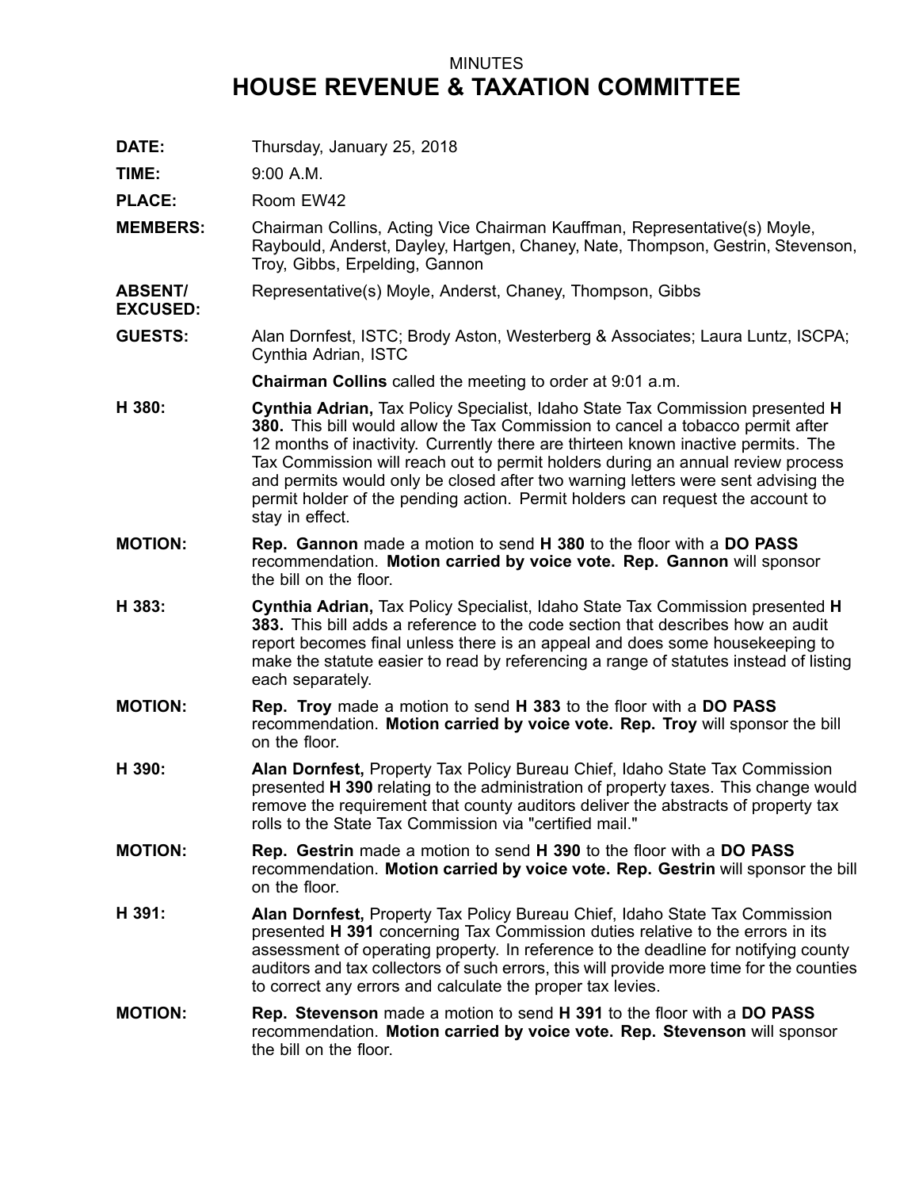MINUTES

# HOUSE REVENUE & TAXATION COMMITTEE

**DATE:** Thursday, January 25, 2018

**TIME:** 9:00 A.M.

**PLACE:** Room EW42

**MEMBERS:** Chairman Collins, Acting Vice Chairman Kauffman, Representative(s) Moyle, Raybould, Anderst, Dayley, Hartgen, Chaney, Nate, Thompson, Gestrin, Stevenson, Troy, Gibbs, Erpelding, Gannon

**ABSENT/ EXCUSED:** Representative(s) Moyle, Anderst, Chaney, Thompson, Gibbs

**GUESTS:** Alan Dornfest, ISTC; Brody Aston, Westerberg & Associates; Laura Luntz, ISCPA; Cynthia Adrian, ISTC

**Chairman Collins** called the meeting to order at 9:01 a.m.

**H 380:** **Cynthia Adrian,** Tax Policy Specialist, Idaho State Tax Commission presented **H 380.** This bill would allow the Tax Commission to cancel a tobacco permit after 12 months of inactivity. Currently there are thirteen known inactive permits. The Tax Commission will reach out to permit holders during an annual review process and permits would only be closed after two warning letters were sent advising the permit holder of the pending action. Permit holders can request the account to stay in effect.

**MOTION:** **Rep. Gannon** made a motion to send **H 380** to the floor with a **DO PASS** recommendation. **Motion carried by voice vote. Rep. Gannon** will sponsor the bill on the floor.

**H 383:** **Cynthia Adrian,** Tax Policy Specialist, Idaho State Tax Commission presented **H 383.** This bill adds a reference to the code section that describes how an audit report becomes final unless there is an appeal and does some housekeeping to make the statute easier to read by referencing a range of statutes instead of listing each separately.

**MOTION:** **Rep. Troy** made a motion to send **H 383** to the floor with a **DO PASS** recommendation. **Motion carried by voice vote. Rep. Troy** will sponsor the bill on the floor.

**H 390:** **Alan Dornfest,** Property Tax Policy Bureau Chief, Idaho State Tax Commission presented **H 390** relating to the administration of property taxes. This change would remove the requirement that county auditors deliver the abstracts of property tax rolls to the State Tax Commission via "certified mail."

**MOTION:** **Rep. Gestrin** made a motion to send **H 390** to the floor with a **DO PASS** recommendation. **Motion carried by voice vote. Rep. Gestrin** will sponsor the bill on the floor.

**H 391:** **Alan Dornfest,** Property Tax Policy Bureau Chief, Idaho State Tax Commission presented **H 391** concerning Tax Commission duties relative to the errors in its assessment of operating property. In reference to the deadline for notifying county auditors and tax collectors of such errors, this will provide more time for the counties to correct any errors and calculate the proper tax levies.

**MOTION:** **Rep. Stevenson** made a motion to send **H 391** to the floor with a **DO PASS** recommendation. **Motion carried by voice vote. Rep. Stevenson** will sponsor the bill on the floor.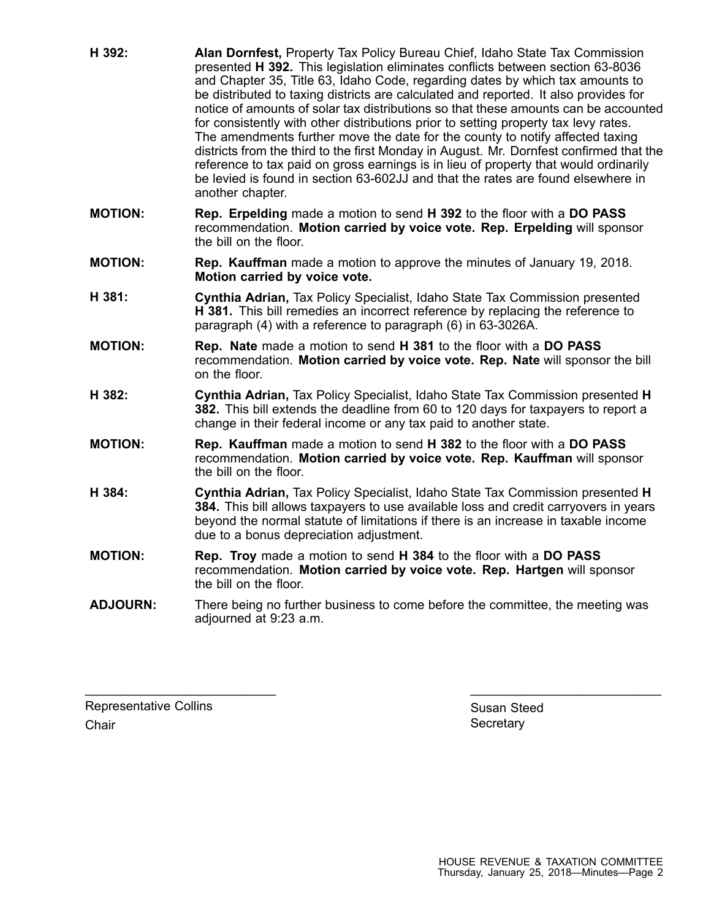**H 392:** **Alan Dornfest,** Property Tax Policy Bureau Chief, Idaho State Tax Commission presented **H 392.** This legislation eliminates conflicts between section 63-8036 and Chapter 35, Title 63, Idaho Code, regarding dates by which tax amounts to be distributed to taxing districts are calculated and reported. It also provides for notice of amounts of solar tax distributions so that these amounts can be accounted for consistently with other distributions prior to setting property tax levy rates. The amendments further move the date for the county to notify affected taxing districts from the third to the first Monday in August. Mr. Dornfest confirmed that the reference to tax paid on gross earnings is in lieu of property that would ordinarily be levied is found in section 63-602JJ and that the rates are found elsewhere in another chapter.

**MOTION:** **Rep. Erpelding** made a motion to send **H 392** to the floor with a **DO PASS** recommendation. **Motion carried by voice vote. Rep. Erpelding** will sponsor the bill on the floor.

**MOTION:** **Rep. Kauffman** made a motion to approve the minutes of January 19, 2018. **Motion carried by voice vote.**

**H 381:** **Cynthia Adrian,** Tax Policy Specialist, Idaho State Tax Commission presented **H 381.** This bill remedies an incorrect reference by replacing the reference to paragraph (4) with a reference to paragraph (6) in 63-3026A.

**MOTION:** **Rep. Nate** made a motion to send **H 381** to the floor with a **DO PASS** recommendation. **Motion carried by voice vote. Rep. Nate** will sponsor the bill on the floor.

**H 382:** **Cynthia Adrian,** Tax Policy Specialist, Idaho State Tax Commission presented **H 382.** This bill extends the deadline from 60 to 120 days for taxpayers to report a change in their federal income or any tax paid to another state.

**MOTION:** **Rep. Kauffman** made a motion to send **H 382** to the floor with a **DO PASS** recommendation. **Motion carried by voice vote. Rep. Kauffman** will sponsor the bill on the floor.

**H 384:** **Cynthia Adrian,** Tax Policy Specialist, Idaho State Tax Commission presented **H 384.** This bill allows taxpayers to use available loss and credit carryovers in years beyond the normal statute of limitations if there is an increase in taxable income due to a bonus depreciation adjustment.

**MOTION:** **Rep. Troy** made a motion to send **H 384** to the floor with a **DO PASS** recommendation. **Motion carried by voice vote. Rep. Hartgen** will sponsor the bill on the floor.

**ADJOURN:** There being no further business to come before the committee, the meeting was adjourned at 9:23 a.m.

___________________________
Representative Collins
Chair

___________________________
Susan Steed
Secretary